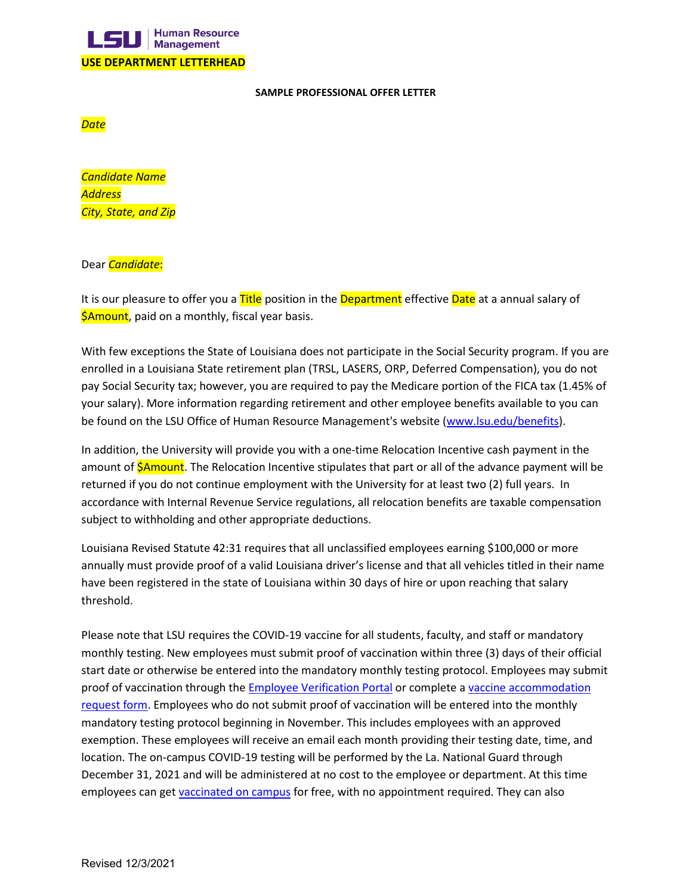LSU | Human Resource Management

**USE DEPARTMENT LETTERHEAD**

**SAMPLE PROFESSIONAL OFFER LETTER**

*Date*

*Candidate Name*
*Address*
*City, State, and Zip*

Dear *Candidate*:

It is our pleasure to offer you a Title position in the Department effective Date at a annual salary of $Amount, paid on a monthly, fiscal year basis.

With few exceptions the State of Louisiana does not participate in the Social Security program. If you are enrolled in a Louisiana State retirement plan (TRSL, LASERS, ORP, Deferred Compensation), you do not pay Social Security tax; however, you are required to pay the Medicare portion of the FICA tax (1.45% of your salary). More information regarding retirement and other employee benefits available to you can be found on the LSU Office of Human Resource Management's website (www.lsu.edu/benefits).

In addition, the University will provide you with a one-time Relocation Incentive cash payment in the amount of $Amount. The Relocation Incentive stipulates that part or all of the advance payment will be returned if you do not continue employment with the University for at least two (2) full years. In accordance with Internal Revenue Service regulations, all relocation benefits are taxable compensation subject to withholding and other appropriate deductions.

Louisiana Revised Statute 42:31 requires that all unclassified employees earning $100,000 or more annually must provide proof of a valid Louisiana driver's license and that all vehicles titled in their name have been registered in the state of Louisiana within 30 days of hire or upon reaching that salary threshold.

Please note that LSU requires the COVID-19 vaccine for all students, faculty, and staff or mandatory monthly testing. New employees must submit proof of vaccination within three (3) days of their official start date or otherwise be entered into the mandatory monthly testing protocol. Employees may submit proof of vaccination through the Employee Verification Portal or complete a vaccine accommodation request form. Employees who do not submit proof of vaccination will be entered into the monthly mandatory testing protocol beginning in November. This includes employees with an approved exemption. These employees will receive an email each month providing their testing date, time, and location. The on-campus COVID-19 testing will be performed by the La. National Guard through December 31, 2021 and will be administered at no cost to the employee or department. At this time employees can get vaccinated on campus for free, with no appointment required. They can also

Revised 12/3/2021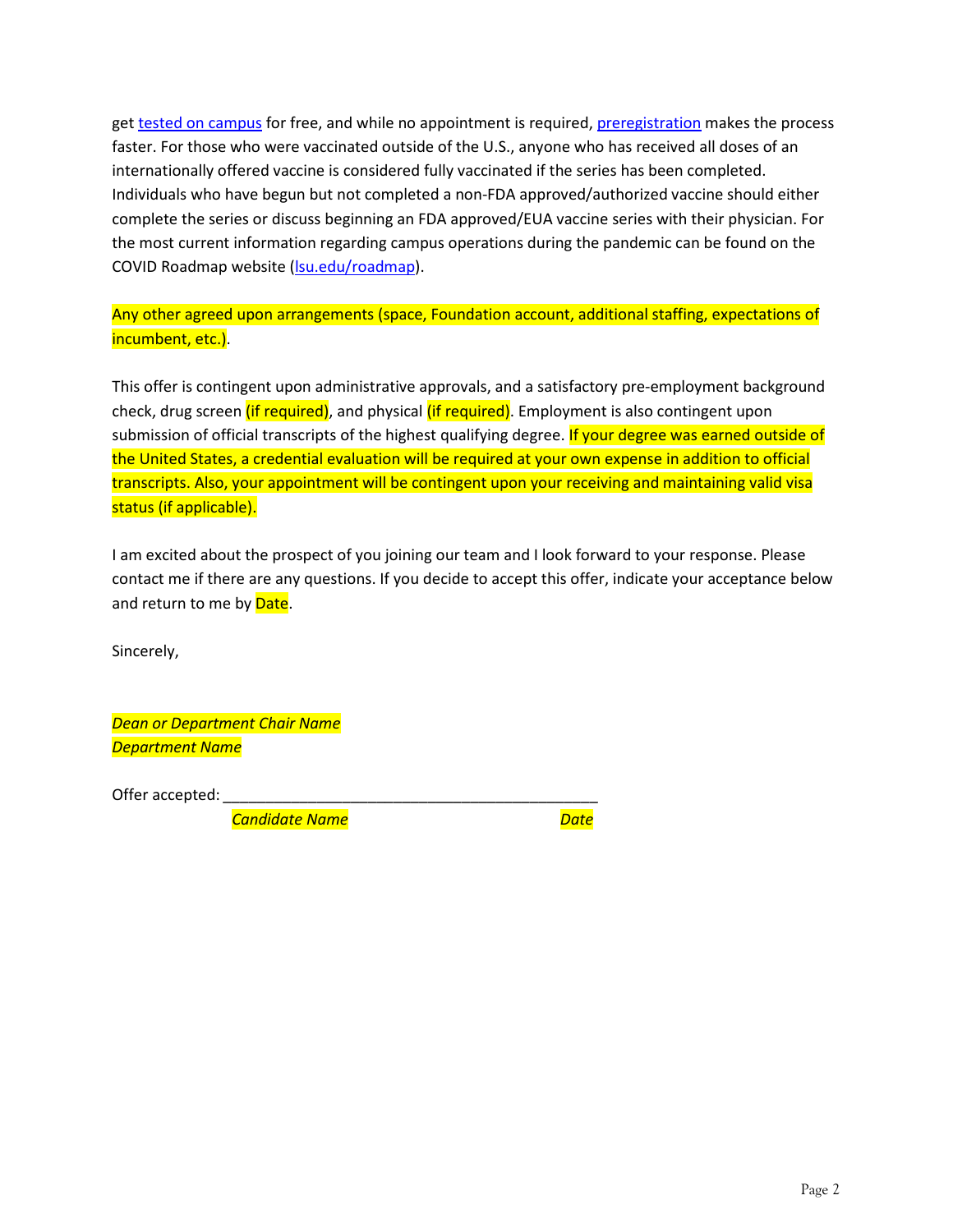get [tested on campus](tested on campus) for free, and while no appointment is required, [preregistration](preregistration) makes the process faster. For those who were vaccinated outside of the U.S., anyone who has received all doses of an internationally offered vaccine is considered fully vaccinated if the series has been completed. Individuals who have begun but not completed a non-FDA approved/authorized vaccine should either complete the series or discuss beginning an FDA approved/EUA vaccine series with their physician. For the most current information regarding campus operations during the pandemic can be found on the COVID Roadmap website ([lsu.edu/roadmap](lsu.edu/roadmap)).

Any other agreed upon arrangements (space, Foundation account, additional staffing, expectations of incumbent, etc.).

This offer is contingent upon administrative approvals, and a satisfactory pre-employment background check, drug screen (if required), and physical (if required). Employment is also contingent upon submission of official transcripts of the highest qualifying degree. If your degree was earned outside of the United States, a credential evaluation will be required at your own expense in addition to official transcripts. Also, your appointment will be contingent upon your receiving and maintaining valid visa status (if applicable).

I am excited about the prospect of you joining our team and I look forward to your response. Please contact me if there are any questions. If you decide to accept this offer, indicate your acceptance below and return to me by Date.

Sincerely,

*Dean or Department Chair Name*
*Department Name*

Offer accepted: _____________________________________________
*Candidate Name* *Date*